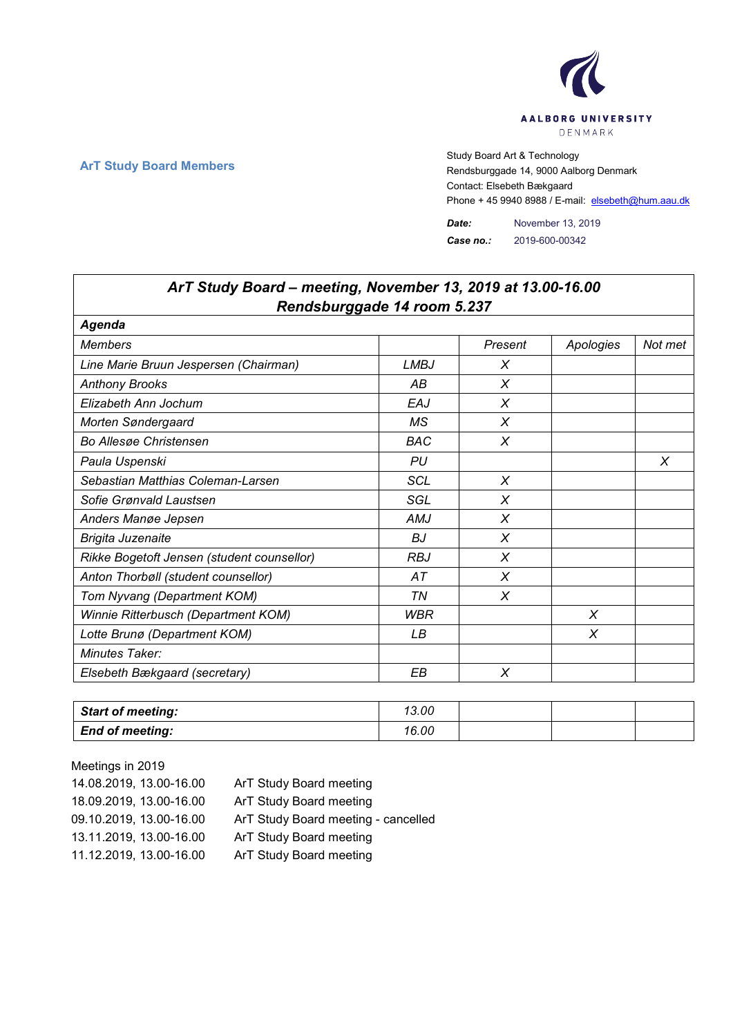AALBORG UNIVERSITY
DENMARK

**ArT Study Board Members**

Study Board Art & Technology
Rendsburggade 14, 9000 Aalborg Denmark
Contact: Elsebeth Bækgaard
Phone + 45 9940 8988 / E-mail: elsebeth@hum.aau.dk

***Date:*** November 13, 2019
***Case no.:*** 2019-600-00342

| ***ArT Study Board – meeting, November 13, 2019 at 13.00-16.00 Rendsburggade 14 room 5.237*** | | | | |
|---|---|---|---|---|
| ***Agenda*** | | | | |
| *Members* | | *Present* | *Apologies* | *Not met* |
| *Line Marie Bruun Jespersen (Chairman)* | *LMBJ* | *X* | | |
| *Anthony Brooks* | *AB* | *X* | | |
| *Elizabeth Ann Jochum* | *EAJ* | *X* | | |
| *Morten Søndergaard* | *MS* | *X* | | |
| *Bo Allesøe Christensen* | *BAC* | *X* | | |
| *Paula Uspenski* | *PU* | | | *X* |
| *Sebastian Matthias Coleman-Larsen* | *SCL* | *X* | | |
| *Sofie Grønvald Laustsen* | *SGL* | *X* | | |
| *Anders Manøe Jepsen* | *AMJ* | *X* | | |
| *Brigita Juzenaite* | *BJ* | *X* | | |
| *Rikke Bogetoft Jensen (student counsellor)* | *RBJ* | *X* | | |
| *Anton Thorbøll (student counsellor)* | *AT* | *X* | | |
| *Tom Nyvang (Department KOM)* | *TN* | *X* | | |
| *Winnie Ritterbusch (Department KOM)* | *WBR* | | *X* | |
| *Lotte Brunø (Department KOM)* | *LB* | | *X* | |
| *Minutes Taker:* | | | | |
| *Elsebeth Bækgaard (secretary)* | *EB* | *X* | | |

| ***Start of meeting:*** | *13.00* | | | |
|---|---|---|---|---|
| ***End of meeting:*** | *16.00* | | | |

Meetings in 2019

14.08.2019, 13.00-16.00 ArT Study Board meeting
18.09.2019, 13.00-16.00 ArT Study Board meeting
09.10.2019, 13.00-16.00 ArT Study Board meeting - cancelled
13.11.2019, 13.00-16.00 ArT Study Board meeting
11.12.2019, 13.00-16.00 ArT Study Board meeting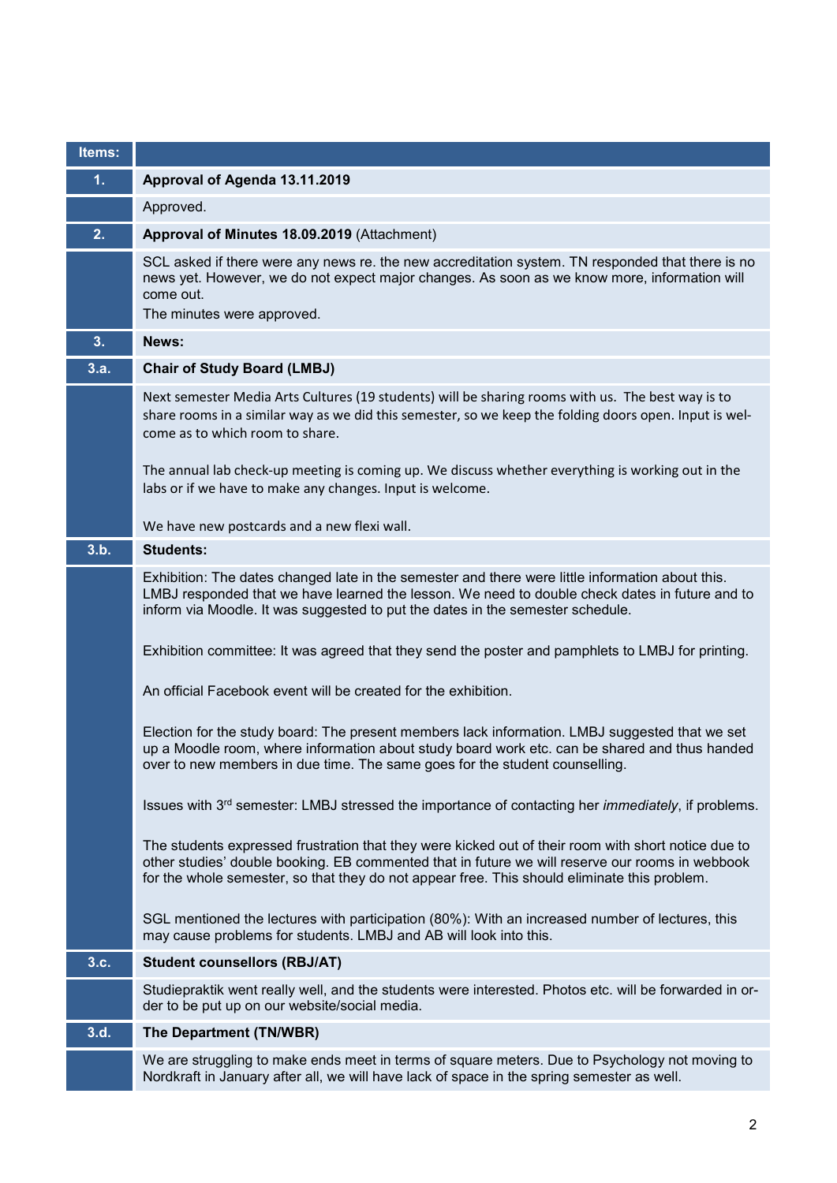| Items: | |
|---|---|
| **1.** | **Approval of Agenda 13.11.2019** |
| | Approved. |
| **2.** | **Approval of Minutes 18.09.2019** (Attachment) |
| | SCL asked if there were any news re. the new accreditation system. TN responded that there is no news yet. However, we do not expect major changes. As soon as we know more, information will come out.<br>The minutes were approved. |
| **3.** | **News:** |
| **3.a.** | **Chair of Study Board (LMBJ)** |
| | Next semester Media Arts Cultures (19 students) will be sharing rooms with us. The best way is to share rooms in a similar way as we did this semester, so we keep the folding doors open. Input is wel-come as to which room to share.<br><br>The annual lab check-up meeting is coming up. We discuss whether everything is working out in the labs or if we have to make any changes. Input is welcome.<br><br>We have new postcards and a new flexi wall. |
| **3.b.** | **Students:** |
| | Exhibition: The dates changed late in the semester and there were little information about this. LMBJ responded that we have learned the lesson. We need to double check dates in future and to inform via Moodle. It was suggested to put the dates in the semester schedule.<br><br>Exhibition committee: It was agreed that they send the poster and pamphlets to LMBJ for printing.<br><br>An official Facebook event will be created for the exhibition.<br><br>Election for the study board: The present members lack information. LMBJ suggested that we set up a Moodle room, where information about study board work etc. can be shared and thus handed over to new members in due time. The same goes for the student counselling.<br><br>Issues with 3rd semester: LMBJ stressed the importance of contacting her *immediately*, if problems.<br><br>The students expressed frustration that they were kicked out of their room with short notice due to other studies' double booking. EB commented that in future we will reserve our rooms in webbook for the whole semester, so that they do not appear free. This should eliminate this problem.<br><br>SGL mentioned the lectures with participation (80%): With an increased number of lectures, this may cause problems for students. LMBJ and AB will look into this. |
| **3.c.** | **Student counsellors (RBJ/AT)** |
| | Studiepraktik went really well, and the students were interested. Photos etc. will be forwarded in or-der to be put up on our website/social media. |
| **3.d.** | **The Department (TN/WBR)** |
| | We are struggling to make ends meet in terms of square meters. Due to Psychology not moving to Nordkraft in January after all, we will have lack of space in the spring semester as well. |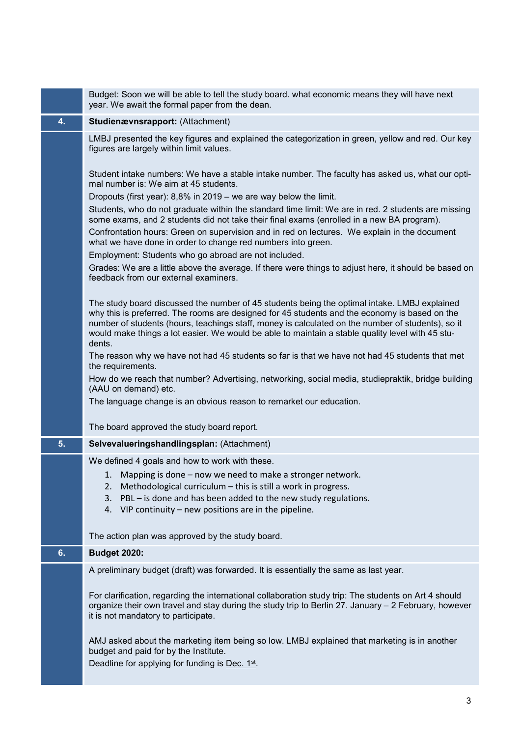|  |  |
|---|---|
|  | Budget: Soon we will be able to tell the study board. what economic means they will have next year. We await the formal paper from the dean. |
| **4.** | **Studienævnsrapport:** (Attachment) |
|  | LMBJ presented the key figures and explained the categorization in green, yellow and red. Our key figures are largely within limit values.<br><br>Student intake numbers: We have a stable intake number. The faculty has asked us, what our optimal number is: We aim at 45 students.<br>Dropouts (first year): 8,8% in 2019 – we are way below the limit.<br>Students, who do not graduate within the standard time limit: We are in red. 2 students are missing some exams, and 2 students did not take their final exams (enrolled in a new BA program).<br>Confrontation hours: Green on supervision and in red on lectures. We explain in the document what we have done in order to change red numbers into green.<br>Employment: Students who go abroad are not included.<br>Grades: We are a little above the average. If there were things to adjust here, it should be based on feedback from our external examiners.<br><br>The study board discussed the number of 45 students being the optimal intake. LMBJ explained why this is preferred. The rooms are designed for 45 students and the economy is based on the number of students (hours, teachings staff, money is calculated on the number of students), so it would make things a lot easier. We would be able to maintain a stable quality level with 45 students.<br>The reason why we have not had 45 students so far is that we have not had 45 students that met the requirements.<br>How do we reach that number? Advertising, networking, social media, studiepraktik, bridge building (AAU on demand) etc.<br>The language change is an obvious reason to remarket our education.<br><br>The board approved the study board report. |
| **5.** | **Selvevalueringshandlingsplan:** (Attachment) |
|  | We defined 4 goals and how to work with these.<br>1. Mapping is done – now we need to make a stronger network.<br>2. Methodological curriculum – this is still a work in progress.<br>3. PBL – is done and has been added to the new study regulations.<br>4. VIP continuity – new positions are in the pipeline.<br><br>The action plan was approved by the study board. |
| **6.** | **Budget 2020:** |
|  | A preliminary budget (draft) was forwarded. It is essentially the same as last year.<br><br>For clarification, regarding the international collaboration study trip: The students on Art 4 should organize their own travel and stay during the study trip to Berlin 27. January – 2 February, however it is not mandatory to participate.<br><br>AMJ asked about the marketing item being so low. LMBJ explained that marketing is in another budget and paid for by the Institute.<br>Deadline for applying for funding is Dec. 1st. |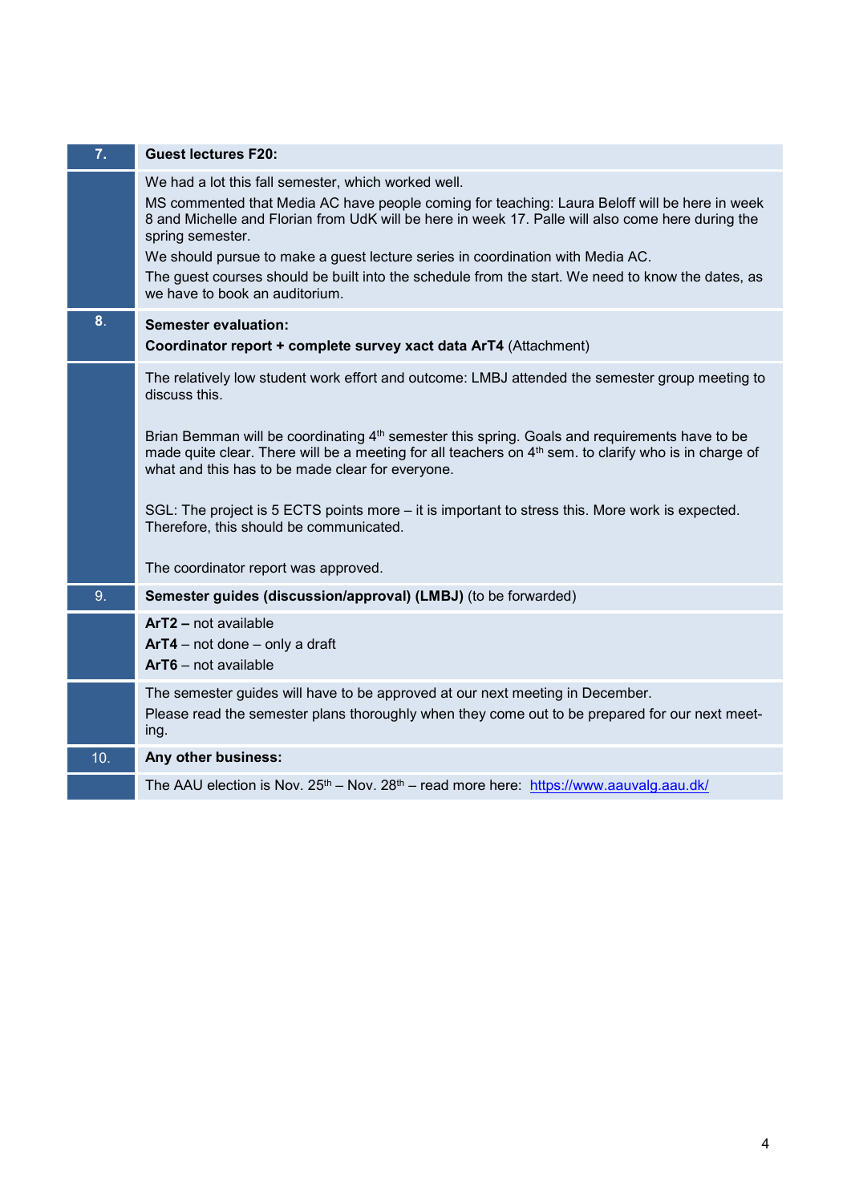| | |
|---|---|
| 7. | **Guest lectures F20:** |
| | We had a lot this fall semester, which worked well.<br>MS commented that Media AC have people coming for teaching: Laura Beloff will be here in week 8 and Michelle and Florian from UdK will be here in week 17. Palle will also come here during the spring semester.<br>We should pursue to make a guest lecture series in coordination with Media AC.<br>The guest courses should be built into the schedule from the start. We need to know the dates, as we have to book an auditorium. |
| 8. | **Semester evaluation:**<br>**Coordinator report + complete survey xact data ArT4** (Attachment) |
| | The relatively low student work effort and outcome: LMBJ attended the semester group meeting to discuss this.<br><br>Brian Bemman will be coordinating 4th semester this spring. Goals and requirements have to be made quite clear. There will be a meeting for all teachers on 4th sem. to clarify who is in charge of what and this has to be made clear for everyone.<br><br>SGL: The project is 5 ECTS points more – it is important to stress this. More work is expected. Therefore, this should be communicated.<br><br>The coordinator report was approved. |
| 9. | **Semester guides (discussion/approval) (LMBJ)** (to be forwarded) |
| | **ArT2 –** not available<br>**ArT4** – not done – only a draft<br>**ArT6** – not available |
| | The semester guides will have to be approved at our next meeting in December.<br>Please read the semester plans thoroughly when they come out to be prepared for our next meeting. |
| 10. | **Any other business:** |
| | The AAU election is Nov. 25th – Nov. 28th – read more here: https://www.aauvalg.aau.dk/ |